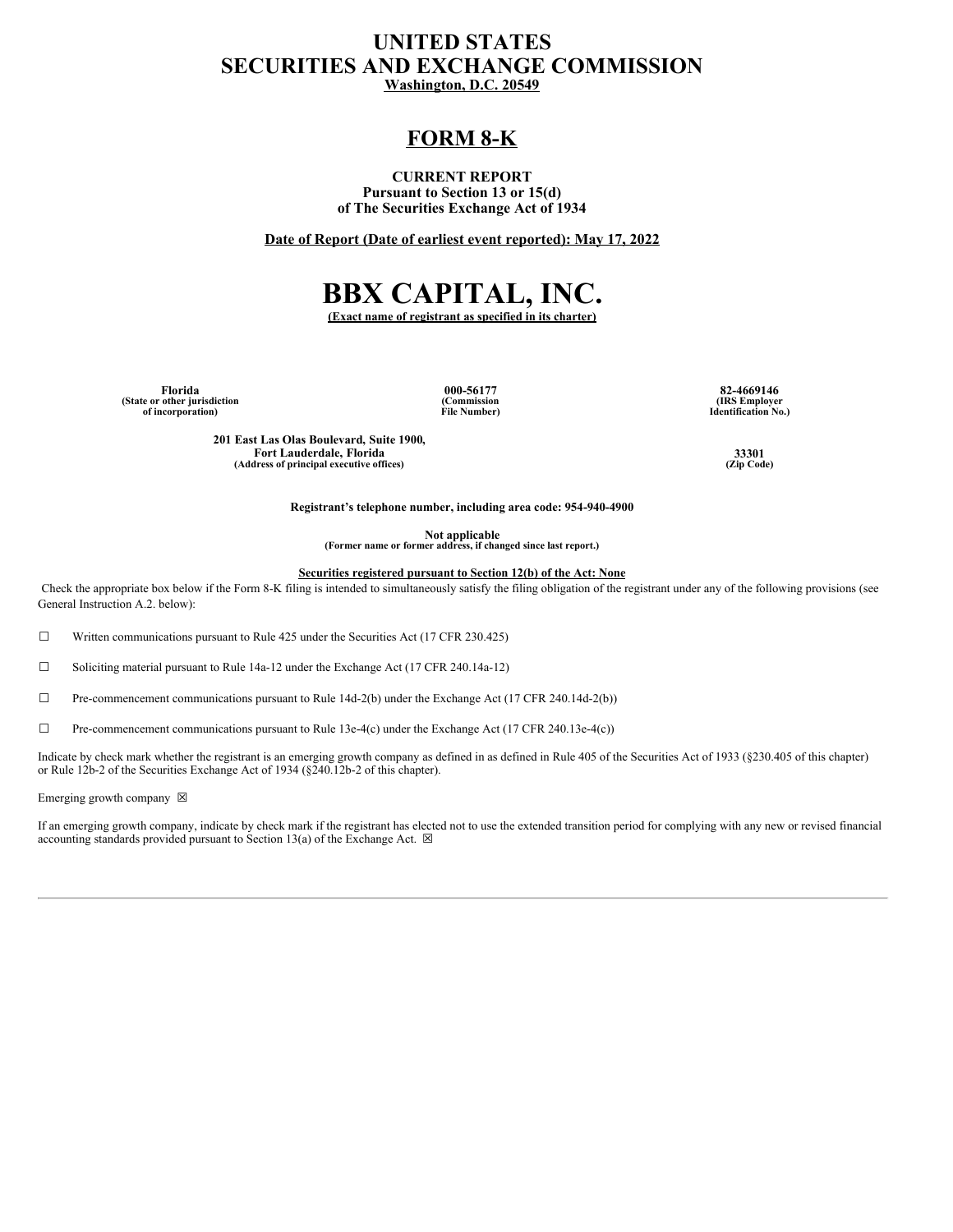# UNITED STATES
# SECURITIES AND EXCHANGE COMMISSION

**Washington, D.C. 20549**

## FORM 8-K

**CURRENT REPORT**
**Pursuant to Section 13 or 15(d)**
**of The Securities Exchange Act of 1934**

**Date of Report (Date of earliest event reported): May 17, 2022**

# BBX CAPITAL, INC.

**(Exact name of registrant as specified in its charter)**

| Florida | 000-56177 | 82-4669146 |
|---|---|---|
| (State or other jurisdiction of incorporation) | (Commission File Number) | (IRS Employer Identification No.) |

| 201 East Las Olas Boulevard, Suite 1900, Fort Lauderdale, Florida | 33301 |
|---|---|
| (Address of principal executive offices) | (Zip Code) |

**Registrant's telephone number, including area code: 954-940-4900**

**Not applicable**
**(Former name or former address, if changed since last report.)**

**Securities registered pursuant to Section 12(b) of the Act: None**

Check the appropriate box below if the Form 8-K filing is intended to simultaneously satisfy the filing obligation of the registrant under any of the following provisions (see General Instruction A.2. below):

☐ Written communications pursuant to Rule 425 under the Securities Act (17 CFR 230.425)

☐ Soliciting material pursuant to Rule 14a-12 under the Exchange Act (17 CFR 240.14a-12)

☐ Pre-commencement communications pursuant to Rule 14d-2(b) under the Exchange Act (17 CFR 240.14d-2(b))

☐ Pre-commencement communications pursuant to Rule 13e-4(c) under the Exchange Act (17 CFR 240.13e-4(c))

Indicate by check mark whether the registrant is an emerging growth company as defined in as defined in Rule 405 of the Securities Act of 1933 (§230.405 of this chapter) or Rule 12b-2 of the Securities Exchange Act of 1934 (§240.12b-2 of this chapter).

Emerging growth company ☒

If an emerging growth company, indicate by check mark if the registrant has elected not to use the extended transition period for complying with any new or revised financial accounting standards provided pursuant to Section 13(a) of the Exchange Act. ☒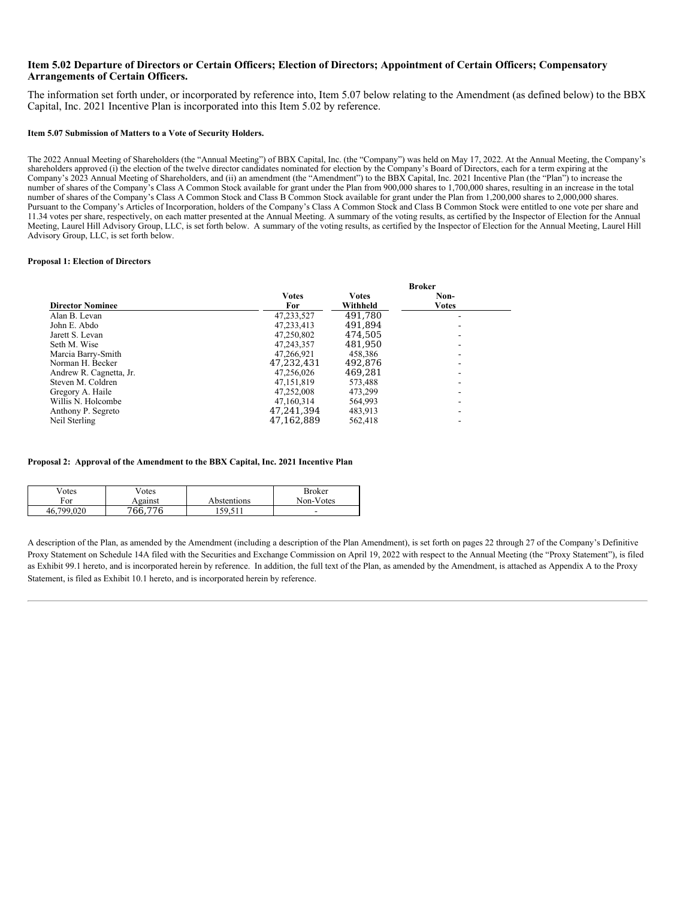**Item 5.02 Departure of Directors or Certain Officers; Election of Directors; Appointment of Certain Officers; Compensatory Arrangements of Certain Officers.**

The information set forth under, or incorporated by reference into, Item 5.07 below relating to the Amendment (as defined below) to the BBX Capital, Inc. 2021 Incentive Plan is incorporated into this Item 5.02 by reference.

**Item 5.07 Submission of Matters to a Vote of Security Holders.**

The 2022 Annual Meeting of Shareholders (the "Annual Meeting") of BBX Capital, Inc. (the "Company") was held on May 17, 2022. At the Annual Meeting, the Company's shareholders approved (i) the election of the twelve director candidates nominated for election by the Company's Board of Directors, each for a term expiring at the Company's 2023 Annual Meeting of Shareholders, and (ii) an amendment (the "Amendment") to the BBX Capital, Inc. 2021 Incentive Plan (the "Plan") to increase the number of shares of the Company's Class A Common Stock available for grant under the Plan from 900,000 shares to 1,700,000 shares, resulting in an increase in the total number of shares of the Company's Class A Common Stock and Class B Common Stock available for grant under the Plan from 1,200,000 shares to 2,000,000 shares. Pursuant to the Company's Articles of Incorporation, holders of the Company's Class A Common Stock and Class B Common Stock were entitled to one vote per share and 11.34 votes per share, respectively, on each matter presented at the Annual Meeting. A summary of the voting results, as certified by the Inspector of Election for the Annual Meeting, Laurel Hill Advisory Group, LLC, is set forth below. A summary of the voting results, as certified by the Inspector of Election for the Annual Meeting, Laurel Hill Advisory Group, LLC, is set forth below.

**Proposal 1: Election of Directors**

| Director Nominee | Votes For | Votes Withheld | Broker Non-Votes |
|---|---|---|---|
| Alan B. Levan | 47,233,527 | 491,780 | - |
| John E. Abdo | 47,233,413 | 491,894 | - |
| Jarett S. Levan | 47,250,802 | 474,505 | - |
| Seth M. Wise | 47,243,357 | 481,950 | - |
| Marcia Barry-Smith | 47,266,921 | 458,386 | - |
| Norman H. Becker | 47,232,431 | 492,876 | - |
| Andrew R. Cagnetta, Jr. | 47,256,026 | 469,281 | - |
| Steven M. Coldren | 47,151,819 | 573,488 | - |
| Gregory A. Haile | 47,252,008 | 473,299 | - |
| Willis N. Holcombe | 47,160,314 | 564,993 | - |
| Anthony P. Segreto | 47,241,394 | 483,913 | - |
| Neil Sterling | 47,162,889 | 562,418 | - |

**Proposal 2: Approval of the Amendment to the BBX Capital, Inc. 2021 Incentive Plan**

| Votes For | Votes Against | Abstentions | Broker Non-Votes |
|---|---|---|---|
| 46,799,020 | 766,776 | 159,511 | - |

A description of the Plan, as amended by the Amendment (including a description of the Plan Amendment), is set forth on pages 22 through 27 of the Company's Definitive Proxy Statement on Schedule 14A filed with the Securities and Exchange Commission on April 19, 2022 with respect to the Annual Meeting (the "Proxy Statement"), is filed as Exhibit 99.1 hereto, and is incorporated herein by reference. In addition, the full text of the Plan, as amended by the Amendment, is attached as Appendix A to the Proxy Statement, is filed as Exhibit 10.1 hereto, and is incorporated herein by reference.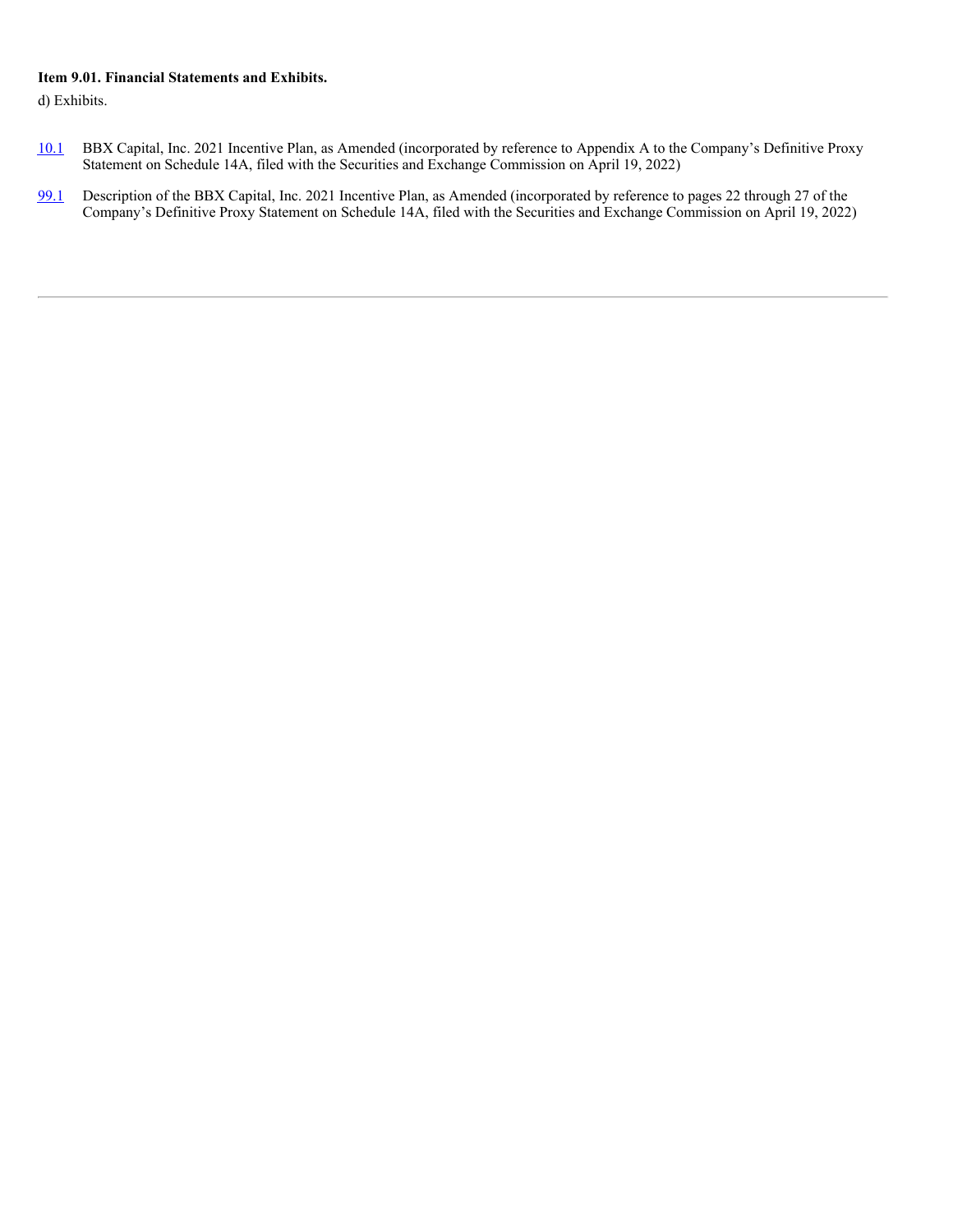**Item 9.01. Financial Statements and Exhibits.**

d) Exhibits.

| | |
|---|---|
| 10.1 | BBX Capital, Inc. 2021 Incentive Plan, as Amended (incorporated by reference to Appendix A to the Company's Definitive Proxy Statement on Schedule 14A, filed with the Securities and Exchange Commission on April 19, 2022) |
| 99.1 | Description of the BBX Capital, Inc. 2021 Incentive Plan, as Amended (incorporated by reference to pages 22 through 27 of the Company's Definitive Proxy Statement on Schedule 14A, filed with the Securities and Exchange Commission on April 19, 2022) |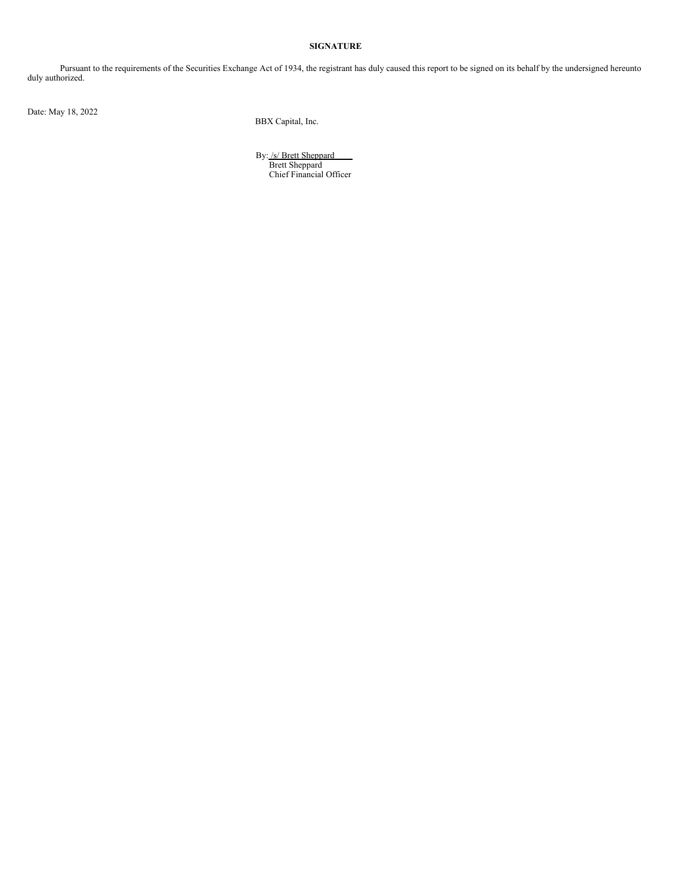**SIGNATURE**

Pursuant to the requirements of the Securities Exchange Act of 1934, the registrant has duly caused this report to be signed on its behalf by the undersigned hereunto duly authorized.

Date: May 18, 2022

BBX Capital, Inc.

By: /s/ Brett Sheppard
Brett Sheppard
Chief Financial Officer